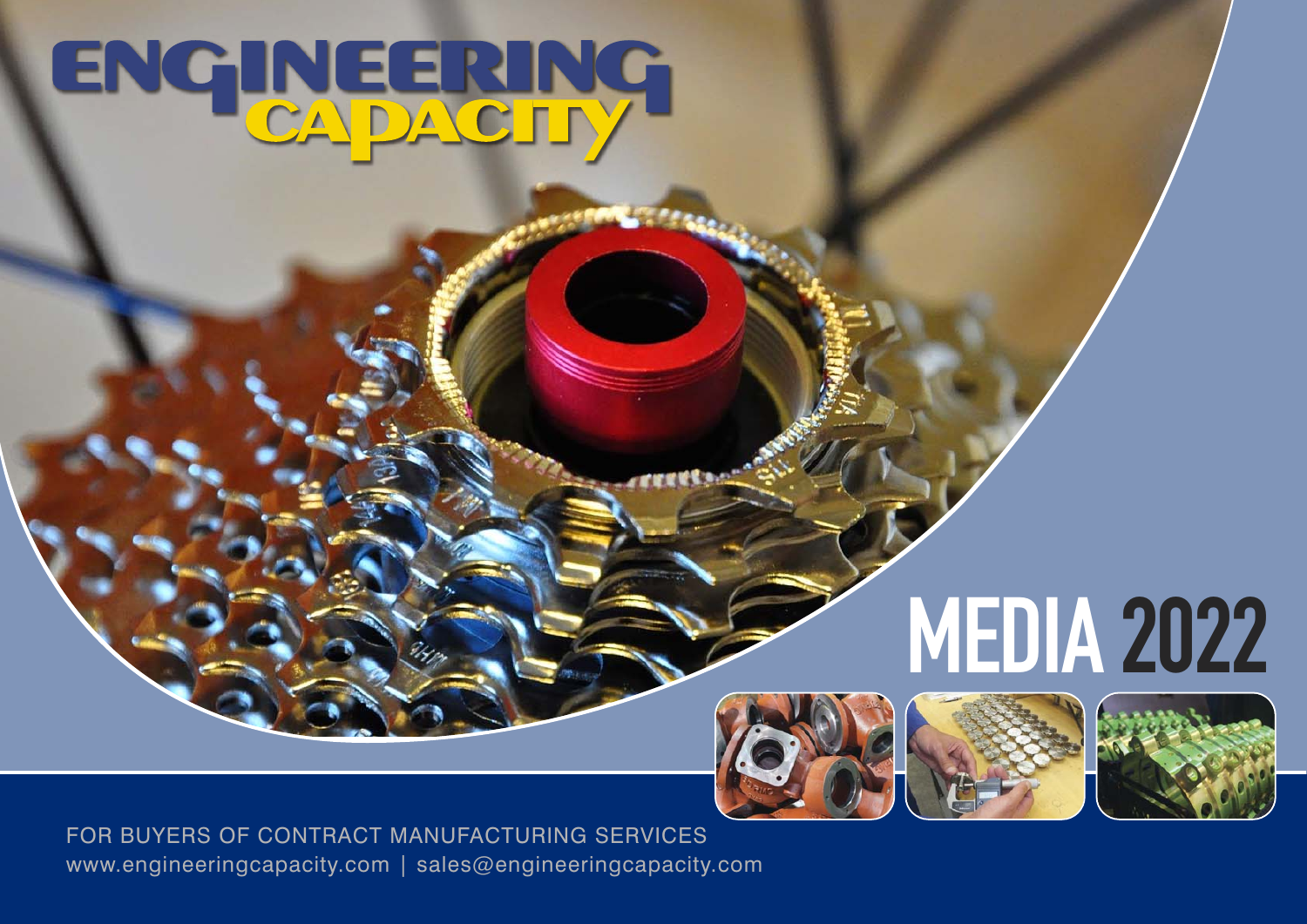# ENGINEERING CAPACITY

# MEDIA 2022

FOR BUYERS OF CONTRACT MANUFACTURING SERVICES

www.engineeringcapacity.com | sales@engineeringcapacity.com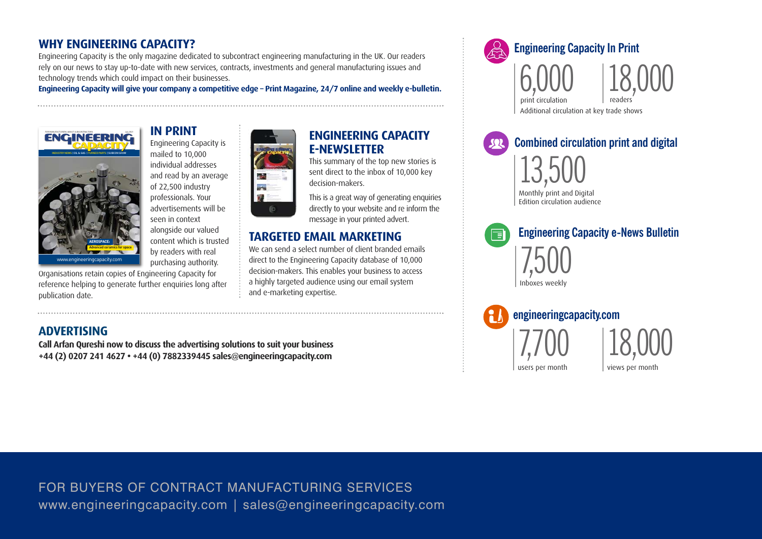## WHY ENGINEERING CAPACITY?

Engineering Capacity is the only magazine dedicated to subcontract engineering manufacturing in the UK. Our readers rely on our news to stay up-to-date with new services, contracts, investments and general manufacturing issues and technology trends which could impact on their businesses.

**Engineering Capacity will give your company a competitive edge – Print Magazine, 24/7 online and weekly e-bulletin.**

## IN PRINT

Engineering Capacity is mailed to 10,000 individual addresses and read by an average of 22,500 industry professionals. Your advertisements will be seen in context alongside our valued content which is trusted by readers with real purchasing authority.

Organisations retain copies of Engineering Capacity for reference helping to generate further enquiries long after publication date.

## ENGINEERING CAPACITY E-NEWSLETTER

This summary of the top new stories is sent direct to the inbox of 10,000 key decision-makers.

This is a great way of generating enquiries directly to your website and re inform the message in your printed advert.

## TARGETED EMAIL MARKETING

We can send a select number of client branded emails direct to the Engineering Capacity database of 10,000 decision-makers. This enables your business to access a highly targeted audience using our email system and e-marketing expertise.

## ADVERTISING

**Call Arfan Qureshi now to discuss the advertising solutions to suit your business**
**+44 (2) 0207 241 4627 • +44 (0) 7882339445 sales@engineeringcapacity.com**

### Engineering Capacity In Print

6,000 print circulation

18,000 readers

Additional circulation at key trade shows

### Combined circulation print and digital

13,500 Monthly print and Digital Edition circulation audience

### Engineering Capacity e-News Bulletin

7,500 Inboxes weekly

### engineeringcapacity.com

7,700 users per month

18,000 views per month

FOR BUYERS OF CONTRACT MANUFACTURING SERVICES
www.engineeringcapacity.com | sales@engineeringcapacity.com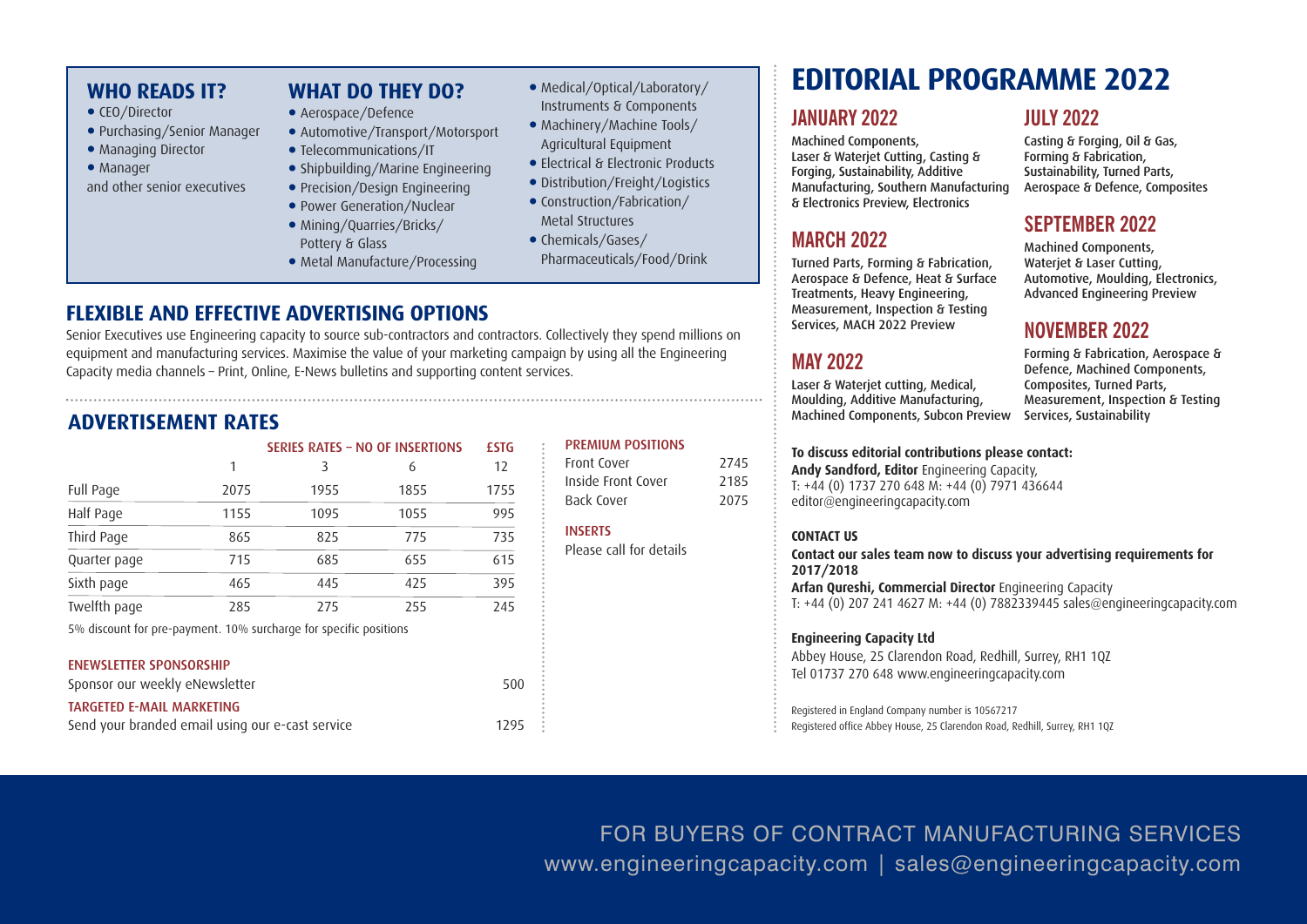## WHO READS IT?

- CEO/Director
- Purchasing/Senior Manager
- Managing Director
- Manager

and other senior executives

## WHAT DO THEY DO?

- Aerospace/Defence
- Automotive/Transport/Motorsport
- Telecommunications/IT
- Shipbuilding/Marine Engineering
- Precision/Design Engineering
- Power Generation/Nuclear
- Mining/Quarries/Bricks/Pottery & Glass
- Metal Manufacture/Processing
- Medical/Optical/Laboratory/Instruments & Components
- Machinery/Machine Tools/Agricultural Equipment
- Electrical & Electronic Products
- Distribution/Freight/Logistics
- Construction/Fabrication/Metal Structures
- Chemicals/Gases/Pharmaceuticals/Food/Drink

## FLEXIBLE AND EFFECTIVE ADVERTISING OPTIONS

Senior Executives use Engineering capacity to source sub-contractors and contractors. Collectively they spend millions on equipment and manufacturing services. Maximise the value of your marketing campaign by using all the Engineering Capacity media channels – Print, Online, E-News bulletins and supporting content services.

## ADVERTISEMENT RATES

| | SERIES RATES – NO OF INSERTIONS | | | £STG |
|---|---|---|---|---|
| | 1 | 3 | 6 | 12 |
| Full Page | 2075 | 1955 | 1855 | 1755 |
| Half Page | 1155 | 1095 | 1055 | 995 |
| Third Page | 865 | 825 | 775 | 735 |
| Quarter page | 715 | 685 | 655 | 615 |
| Sixth page | 465 | 445 | 425 | 395 |
| Twelfth page | 285 | 275 | 255 | 245 |

5% discount for pre-payment. 10% surcharge for specific positions

**ENEWSLETTER SPONSORSHIP**

Sponsor our weekly eNewsletter 500

**TARGETED E-MAIL MARKETING**

Send your branded email using our e-cast service 1295

**PREMIUM POSITIONS**

| | |
|---|---|
| Front Cover | 2745 |
| Inside Front Cover | 2185 |
| Back Cover | 2075 |

**INSERTS**

Please call for details

# EDITORIAL PROGRAMME 2022

### JANUARY 2022

Machined Components, Laser & Waterjet Cutting, Casting & Forging, Sustainability, Additive Manufacturing, Southern Manufacturing & Electronics Preview, Electronics

### MARCH 2022

Turned Parts, Forming & Fabrication, Aerospace & Defence, Heat & Surface Treatments, Heavy Engineering, Measurement, Inspection & Testing Services, MACH 2022 Preview

### MAY 2022

Laser & Waterjet cutting, Medical, Moulding, Additive Manufacturing, Machined Components, Subcon Preview

### JULY 2022

Casting & Forging, Oil & Gas, Forming & Fabrication, Sustainability, Turned Parts, Aerospace & Defence, Composites

### SEPTEMBER 2022

Machined Components, Waterjet & Laser Cutting, Automotive, Moulding, Electronics, Advanced Engineering Preview

### NOVEMBER 2022

Forming & Fabrication, Aerospace & Defence, Machined Components, Composites, Turned Parts, Measurement, Inspection & Testing Services, Sustainability

**To discuss editorial contributions please contact:**
**Andy Sandford, Editor** Engineering Capacity,
T: +44 (0) 1737 270 648 M: +44 (0) 7971 436644
editor@engineeringcapacity.com

**CONTACT US**

**Contact our sales team now to discuss your advertising requirements for 2017/2018**
**Arfan Qureshi, Commercial Director** Engineering Capacity
T: +44 (0) 207 241 4627 M: +44 (0) 7882339445 sales@engineeringcapacity.com

**Engineering Capacity Ltd**
Abbey House, 25 Clarendon Road, Redhill, Surrey, RH1 1QZ
Tel 01737 270 648 www.engineeringcapacity.com

Registered in England Company number is 10567217
Registered office Abbey House, 25 Clarendon Road, Redhill, Surrey, RH1 1QZ

FOR BUYERS OF CONTRACT MANUFACTURING SERVICES
www.engineeringcapacity.com | sales@engineeringcapacity.com